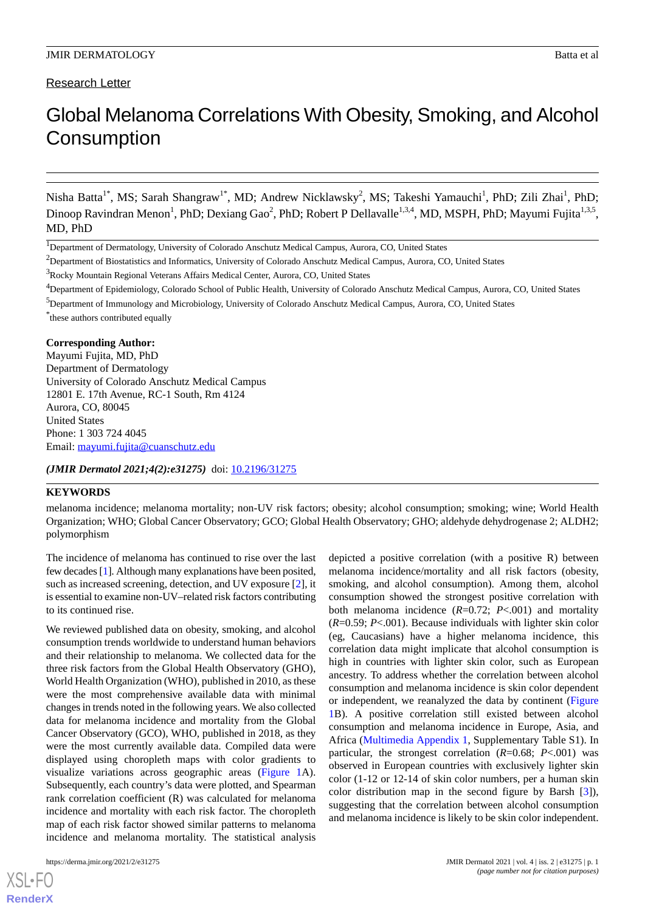Research Letter

# Global Melanoma Correlations With Obesity, Smoking, and Alcohol Consumption

Nisha Batta[1*], MS; Sarah Shangraw[1*], MD; Andrew Nicklawsky[2], MS; Takeshi Yamauchi[1], PhD; Zili Zhai[1], PhD; Dinoop Ravindran Menon[1], PhD; Dexiang Gao[2], PhD; Robert P Dellavalle[1,3,4], MD, MSPH, PhD; Mayumi Fujita[1,3,5], MD, PhD

[1]Department of Dermatology, University of Colorado Anschutz Medical Campus, Aurora, CO, United States

[2]Department of Biostatistics and Informatics, University of Colorado Anschutz Medical Campus, Aurora, CO, United States

[3]Rocky Mountain Regional Veterans Affairs Medical Center, Aurora, CO, United States

[4]Department of Epidemiology, Colorado School of Public Health, University of Colorado Anschutz Medical Campus, Aurora, CO, United States

[5]Department of Immunology and Microbiology, University of Colorado Anschutz Medical Campus, Aurora, CO, United States

[*]these authors contributed equally

**Corresponding Author:**
Mayumi Fujita, MD, PhD
Department of Dermatology
University of Colorado Anschutz Medical Campus
12801 E. 17th Avenue, RC-1 South, Rm 4124
Aurora, CO, 80045
United States
Phone: 1 303 724 4045
Email: mayumi.fujita@cuanschutz.edu

***(JMIR Dermatol 2021;4(2):e31275)*** doi: 10.2196/31275

**KEYWORDS**

melanoma incidence; melanoma mortality; non-UV risk factors; obesity; alcohol consumption; smoking; wine; World Health Organization; WHO; Global Cancer Observatory; GCO; Global Health Observatory; GHO; aldehyde dehydrogenase 2; ALDH2; polymorphism

The incidence of melanoma has continued to rise over the last few decades [1]. Although many explanations have been posited, such as increased screening, detection, and UV exposure [2], it is essential to examine non-UV–related risk factors contributing to its continued rise.

We reviewed published data on obesity, smoking, and alcohol consumption trends worldwide to understand human behaviors and their relationship to melanoma. We collected data for the three risk factors from the Global Health Observatory (GHO), World Health Organization (WHO), published in 2010, as these were the most comprehensive available data with minimal changes in trends noted in the following years. We also collected data for melanoma incidence and mortality from the Global Cancer Observatory (GCO), WHO, published in 2018, as they were the most currently available data. Compiled data were displayed using choropleth maps with color gradients to visualize variations across geographic areas (Figure 1A). Subsequently, each country's data were plotted, and Spearman rank correlation coefficient (R) was calculated for melanoma incidence and mortality with each risk factor. The choropleth map of each risk factor showed similar patterns to melanoma incidence and melanoma mortality. The statistical analysis depicted a positive correlation (with a positive R) between melanoma incidence/mortality and all risk factors (obesity, smoking, and alcohol consumption). Among them, alcohol consumption showed the strongest positive correlation with both melanoma incidence (*R*=0.72; *P*<.001) and mortality (*R*=0.59; *P*<.001). Because individuals with lighter skin color (eg, Caucasians) have a higher melanoma incidence, this correlation data might implicate that alcohol consumption is high in countries with lighter skin color, such as European ancestry. To address whether the correlation between alcohol consumption and melanoma incidence is skin color dependent or independent, we reanalyzed the data by continent (Figure 1B). A positive correlation still existed between alcohol consumption and melanoma incidence in Europe, Asia, and Africa (Multimedia Appendix 1, Supplementary Table S1). In particular, the strongest correlation (*R*=0.68; *P*<.001) was observed in European countries with exclusively lighter skin color (1-12 or 12-14 of skin color numbers, per a human skin color distribution map in the second figure by Barsh [3]), suggesting that the correlation between alcohol consumption and melanoma incidence is likely to be skin color independent.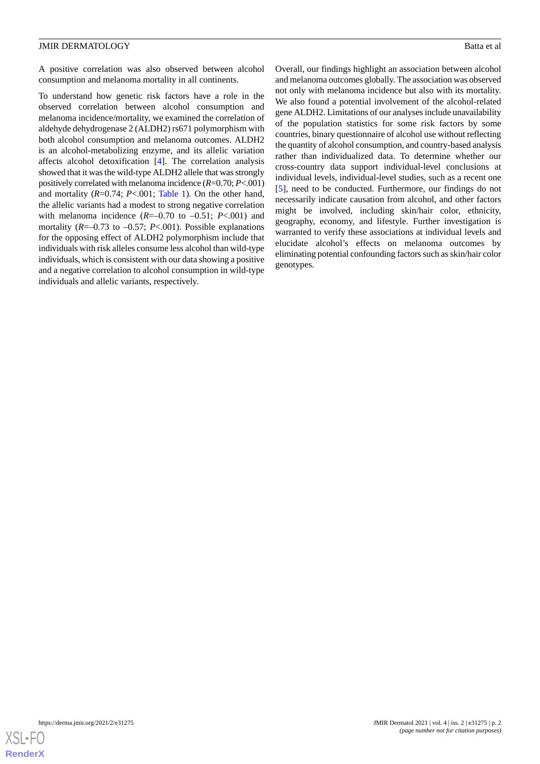A positive correlation was also observed between alcohol consumption and melanoma mortality in all continents.

To understand how genetic risk factors have a role in the observed correlation between alcohol consumption and melanoma incidence/mortality, we examined the correlation of aldehyde dehydrogenase 2 (ALDH2) rs671 polymorphism with both alcohol consumption and melanoma outcomes. ALDH2 is an alcohol-metabolizing enzyme, and its allelic variation affects alcohol detoxification [4]. The correlation analysis showed that it was the wild-type ALDH2 allele that was strongly positively correlated with melanoma incidence ($R$=0.70; $P$<.001) and mortality ($R$=0.74; $P$<.001; Table 1). On the other hand, the allelic variants had a modest to strong negative correlation with melanoma incidence ($R$=–0.70 to –0.51; $P$<.001) and mortality ($R$=–0.73 to –0.57; $P$<.001). Possible explanations for the opposing effect of ALDH2 polymorphism include that individuals with risk alleles consume less alcohol than wild-type individuals, which is consistent with our data showing a positive and a negative correlation to alcohol consumption in wild-type individuals and allelic variants, respectively.

Overall, our findings highlight an association between alcohol and melanoma outcomes globally. The association was observed not only with melanoma incidence but also with its mortality. We also found a potential involvement of the alcohol-related gene ALDH2. Limitations of our analyses include unavailability of the population statistics for some risk factors by some countries, binary questionnaire of alcohol use without reflecting the quantity of alcohol consumption, and country-based analysis rather than individualized data. To determine whether our cross-country data support individual-level conclusions at individual levels, individual-level studies, such as a recent one [5], need to be conducted. Furthermore, our findings do not necessarily indicate causation from alcohol, and other factors might be involved, including skin/hair color, ethnicity, geography, economy, and lifestyle. Further investigation is warranted to verify these associations at individual levels and elucidate alcohol's effects on melanoma outcomes by eliminating potential confounding factors such as skin/hair color genotypes.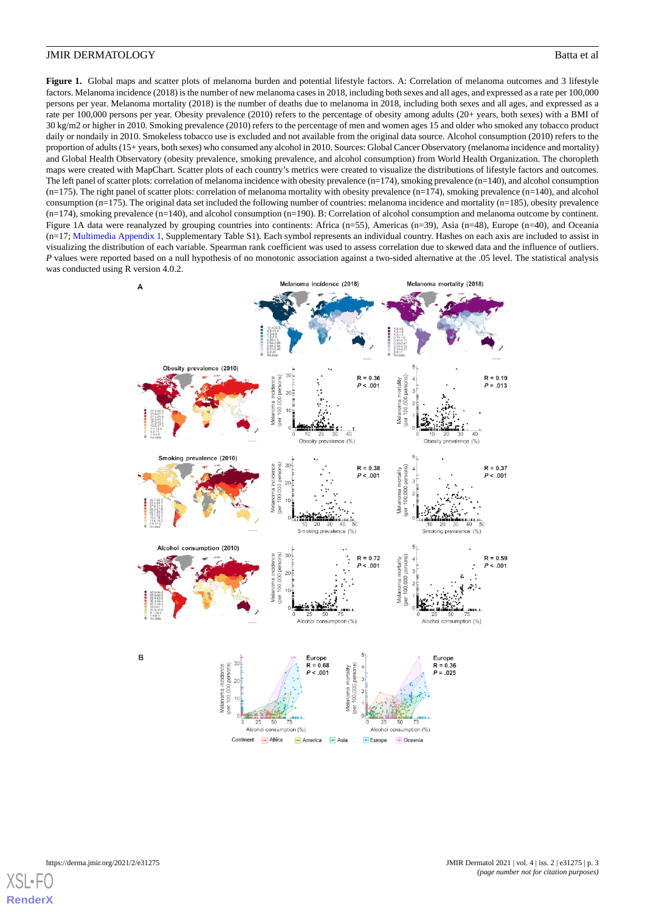**Figure 1.** Global maps and scatter plots of melanoma burden and potential lifestyle factors. A: Correlation of melanoma outcomes and 3 lifestyle factors. Melanoma incidence (2018) is the number of new melanoma cases in 2018, including both sexes and all ages, and expressed as a rate per 100,000 persons per year. Melanoma mortality (2018) is the number of deaths due to melanoma in 2018, including both sexes and all ages, and expressed as a rate per 100,000 persons per year. Obesity prevalence (2010) refers to the percentage of obesity among adults (20+ years, both sexes) with a BMI of 30 kg/m2 or higher in 2010. Smoking prevalence (2010) refers to the percentage of men and women ages 15 and older who smoked any tobacco product daily or nondaily in 2010. Smokeless tobacco use is excluded and not available from the original data source. Alcohol consumption (2010) refers to the proportion of adults (15+ years, both sexes) who consumed any alcohol in 2010. Sources: Global Cancer Observatory (melanoma incidence and mortality) and Global Health Observatory (obesity prevalence, smoking prevalence, and alcohol consumption) from World Health Organization. The choropleth maps were created with MapChart. Scatter plots of each country's metrics were created to visualize the distributions of lifestyle factors and outcomes. The left panel of scatter plots: correlation of melanoma incidence with obesity prevalence (n=174), smoking prevalence (n=140), and alcohol consumption (n=175). The right panel of scatter plots: correlation of melanoma mortality with obesity prevalence (n=174), smoking prevalence (n=140), and alcohol consumption (n=175). The original data set included the following number of countries: melanoma incidence and mortality (n=185), obesity prevalence (n=174), smoking prevalence (n=140), and alcohol consumption (n=190). B: Correlation of alcohol consumption and melanoma outcome by continent. Figure 1A data were reanalyzed by grouping countries into continents: Africa (n=55), Americas (n=39), Asia (n=48), Europe (n=40), and Oceania (n=17; Multimedia Appendix 1, Supplementary Table S1). Each symbol represents an individual country. Hashes on each axis are included to assist in visualizing the distribution of each variable. Spearman rank coefficient was used to assess correlation due to skewed data and the influence of outliers. *P* values were reported based on a null hypothesis of no monotonic association against a two-sided alternative at the .05 level. The statistical analysis was conducted using R version 4.0.2.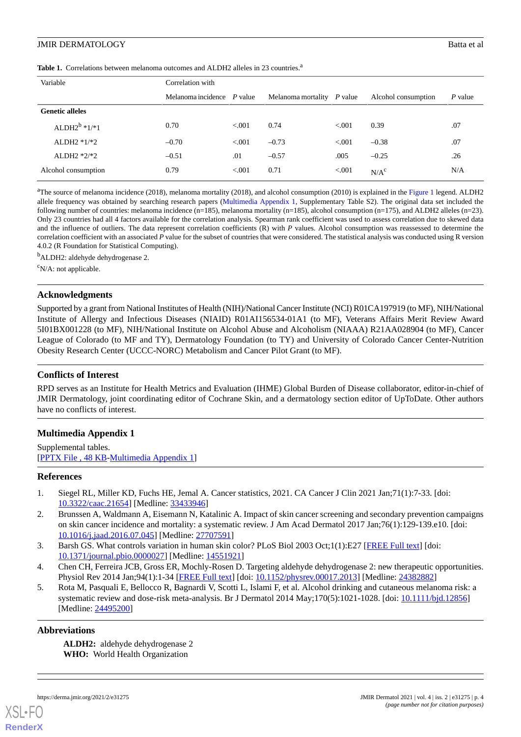**Table 1.** Correlations between melanoma outcomes and ALDH2 alleles in 23 countries.[a]

| Variable | Correlation with | | | | | |
|---|---|---|---|---|---|---|
| | Melanoma incidence | *P* value | Melanoma mortality | *P* value | Alcohol consumption | *P* value |
| **Genetic alleles** | | | | | | |
| ALDH2[b] *1/*1 | 0.70 | <.001 | 0.74 | <.001 | 0.39 | .07 |
| ALDH2 *1/*2 | –0.70 | <.001 | –0.73 | <.001 | –0.38 | .07 |
| ALDH2 *2/*2 | –0.51 | .01 | –0.57 | .005 | –0.25 | .26 |
| Alcohol consumption | 0.79 | <.001 | 0.71 | <.001 | N/A[c] | N/A |

[a]The source of melanoma incidence (2018), melanoma mortality (2018), and alcohol consumption (2010) is explained in the Figure 1 legend. ALDH2 allele frequency was obtained by searching research papers (Multimedia Appendix 1, Supplementary Table S2). The original data set included the following number of countries: melanoma incidence (n=185), melanoma mortality (n=185), alcohol consumption (n=175), and ALDH2 alleles (n=23). Only 23 countries had all 4 factors available for the correlation analysis. Spearman rank coefficient was used to assess correlation due to skewed data and the influence of outliers. The data represent correlation coefficients (R) with *P* values. Alcohol consumption was reassessed to determine the correlation coefficient with an associated *P* value for the subset of countries that were considered. The statistical analysis was conducted using R version 4.0.2 (R Foundation for Statistical Computing).

[b]ALDH2: aldehyde dehydrogenase 2.

[c]N/A: not applicable.

## Acknowledgments

Supported by a grant from National Institutes of Health (NIH)/National Cancer Institute (NCI) R01CA197919 (to MF), NIH/National Institute of Allergy and Infectious Diseases (NIAID) R01AI156534-01A1 (to MF), Veterans Affairs Merit Review Award 5I01BX001228 (to MF), NIH/National Institute on Alcohol Abuse and Alcoholism (NIAAA) R21AA028904 (to MF), Cancer League of Colorado (to MF and TY), Dermatology Foundation (to TY) and University of Colorado Cancer Center-Nutrition Obesity Research Center (UCCC-NORC) Metabolism and Cancer Pilot Grant (to MF).

## Conflicts of Interest

RPD serves as an Institute for Health Metrics and Evaluation (IHME) Global Burden of Disease collaborator, editor-in-chief of JMIR Dermatology, joint coordinating editor of Cochrane Skin, and a dermatology section editor of UpToDate. Other authors have no conflicts of interest.

## Multimedia Appendix 1

Supplemental tables.
[PPTX File , 48 KB-Multimedia Appendix 1]

## References

1. Siegel RL, Miller KD, Fuchs HE, Jemal A. Cancer statistics, 2021. CA Cancer J Clin 2021 Jan;71(1):7-33. [doi: 10.3322/caac.21654] [Medline: 33433946]
2. Brunssen A, Waldmann A, Eisemann N, Katalinic A. Impact of skin cancer screening and secondary prevention campaigns on skin cancer incidence and mortality: a systematic review. J Am Acad Dermatol 2017 Jan;76(1):129-139.e10. [doi: 10.1016/j.jaad.2016.07.045] [Medline: 27707591]
3. Barsh GS. What controls variation in human skin color? PLoS Biol 2003 Oct;1(1):E27 [FREE Full text] [doi: 10.1371/journal.pbio.0000027] [Medline: 14551921]
4. Chen CH, Ferreira JCB, Gross ER, Mochly-Rosen D. Targeting aldehyde dehydrogenase 2: new therapeutic opportunities. Physiol Rev 2014 Jan;94(1):1-34 [FREE Full text] [doi: 10.1152/physrev.00017.2013] [Medline: 24382882]
5. Rota M, Pasquali E, Bellocco R, Bagnardi V, Scotti L, Islami F, et al. Alcohol drinking and cutaneous melanoma risk: a systematic review and dose-risk meta-analysis. Br J Dermatol 2014 May;170(5):1021-1028. [doi: 10.1111/bjd.12856] [Medline: 24495200]

## Abbreviations

**ALDH2:** aldehyde dehydrogenase 2
**WHO:** World Health Organization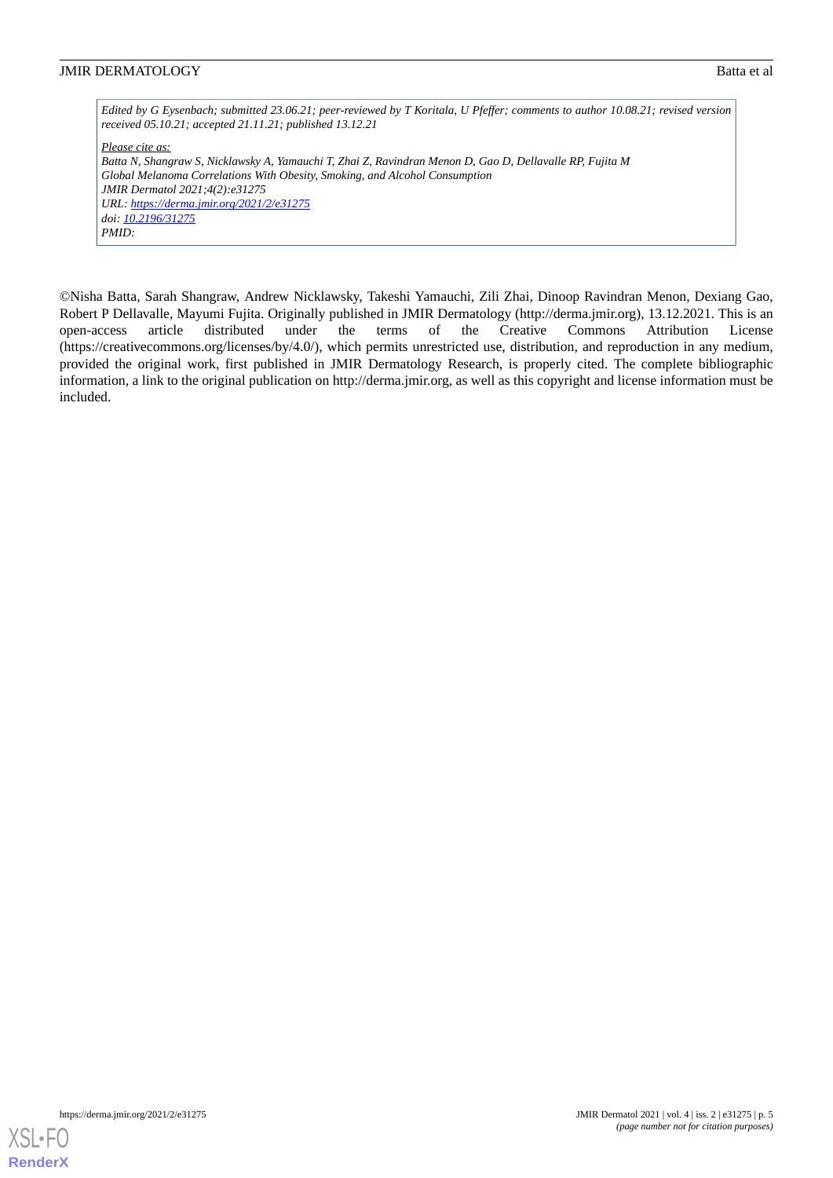*Edited by G Eysenbach; submitted 23.06.21; peer-reviewed by T Koritala, U Pfeffer; comments to author 10.08.21; revised version received 05.10.21; accepted 21.11.21; published 13.12.21*

*Please cite as:*
*Batta N, Shangraw S, Nicklawsky A, Yamauchi T, Zhai Z, Ravindran Menon D, Gao D, Dellavalle RP, Fujita M*
*Global Melanoma Correlations With Obesity, Smoking, and Alcohol Consumption*
*JMIR Dermatol 2021;4(2):e31275*
*URL: https://derma.jmir.org/2021/2/e31275*
*doi: 10.2196/31275*
*PMID:*

©Nisha Batta, Sarah Shangraw, Andrew Nicklawsky, Takeshi Yamauchi, Zili Zhai, Dinoop Ravindran Menon, Dexiang Gao, Robert P Dellavalle, Mayumi Fujita. Originally published in JMIR Dermatology (http://derma.jmir.org), 13.12.2021. This is an open-access article distributed under the terms of the Creative Commons Attribution License (https://creativecommons.org/licenses/by/4.0/), which permits unrestricted use, distribution, and reproduction in any medium, provided the original work, first published in JMIR Dermatology Research, is properly cited. The complete bibliographic information, a link to the original publication on http://derma.jmir.org, as well as this copyright and license information must be included.